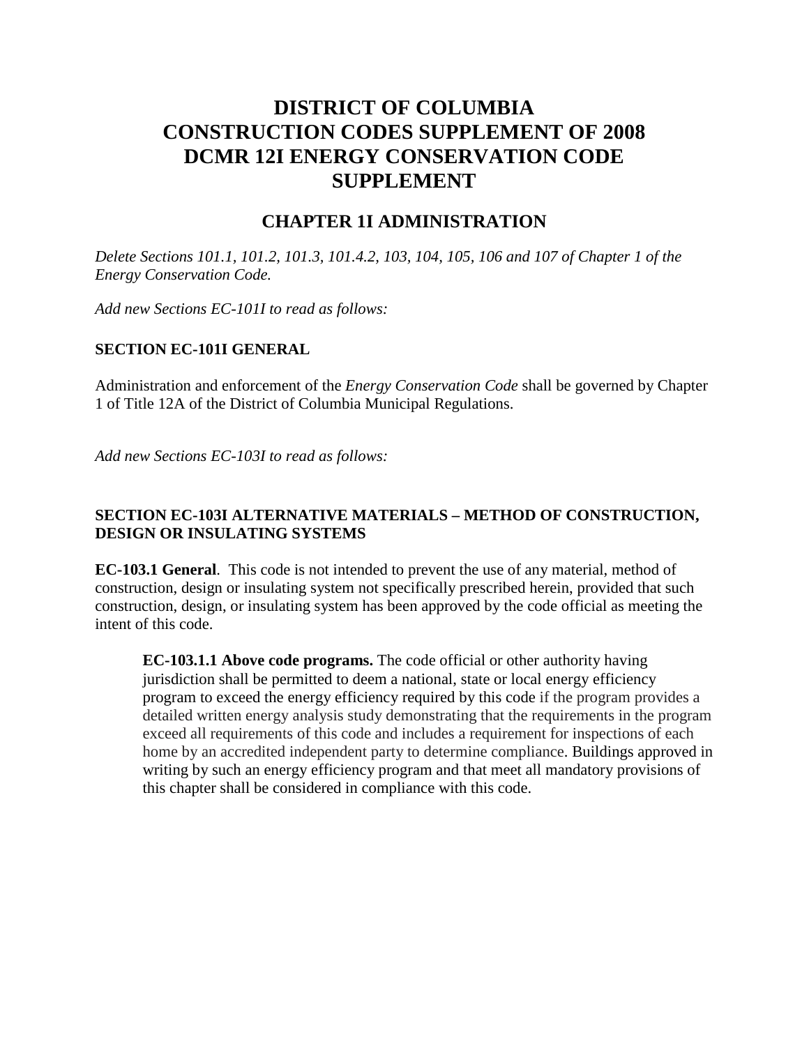# DISTRICT OF COLUMBIA CONSTRUCTION CODES SUPPLEMENT OF 2008 DCMR 12I ENERGY CONSERVATION CODE SUPPLEMENT

## CHAPTER 1I ADMINISTRATION

*Delete Sections 101.1, 101.2, 101.3, 101.4.2, 103, 104, 105, 106 and 107 of Chapter 1 of the Energy Conservation Code.*

*Add new Sections EC-101I to read as follows:*

### SECTION EC-101I GENERAL

Administration and enforcement of the *Energy Conservation Code* shall be governed by Chapter 1 of Title 12A of the District of Columbia Municipal Regulations.

*Add new Sections EC-103I to read as follows:*

### SECTION EC-103I ALTERNATIVE MATERIALS – METHOD OF CONSTRUCTION, DESIGN OR INSULATING SYSTEMS

**EC-103.1 General**. This code is not intended to prevent the use of any material, method of construction, design or insulating system not specifically prescribed herein, provided that such construction, design, or insulating system has been approved by the code official as meeting the intent of this code.

**EC-103.1.1 Above code programs.** The code official or other authority having jurisdiction shall be permitted to deem a national, state or local energy efficiency program to exceed the energy efficiency required by this code if the program provides a detailed written energy analysis study demonstrating that the requirements in the program exceed all requirements of this code and includes a requirement for inspections of each home by an accredited independent party to determine compliance. Buildings approved in writing by such an energy efficiency program and that meet all mandatory provisions of this chapter shall be considered in compliance with this code.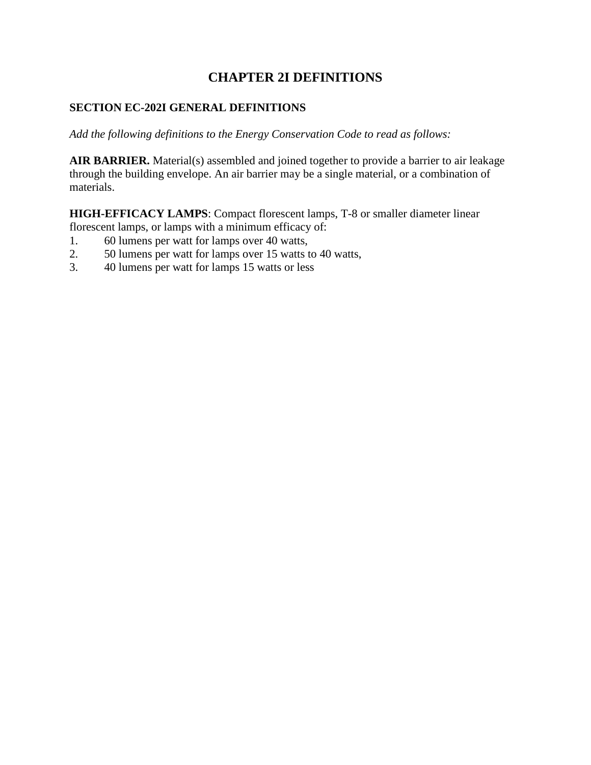# CHAPTER 2I DEFINITIONS

## SECTION EC-202I GENERAL DEFINITIONS

*Add the following definitions to the Energy Conservation Code to read as follows:*

**AIR BARRIER.** Material(s) assembled and joined together to provide a barrier to air leakage through the building envelope. An air barrier may be a single material, or a combination of materials.

**HIGH-EFFICACY LAMPS**: Compact florescent lamps, T-8 or smaller diameter linear florescent lamps, or lamps with a minimum efficacy of:

1. 60 lumens per watt for lamps over 40 watts,
2. 50 lumens per watt for lamps over 15 watts to 40 watts,
3. 40 lumens per watt for lamps 15 watts or less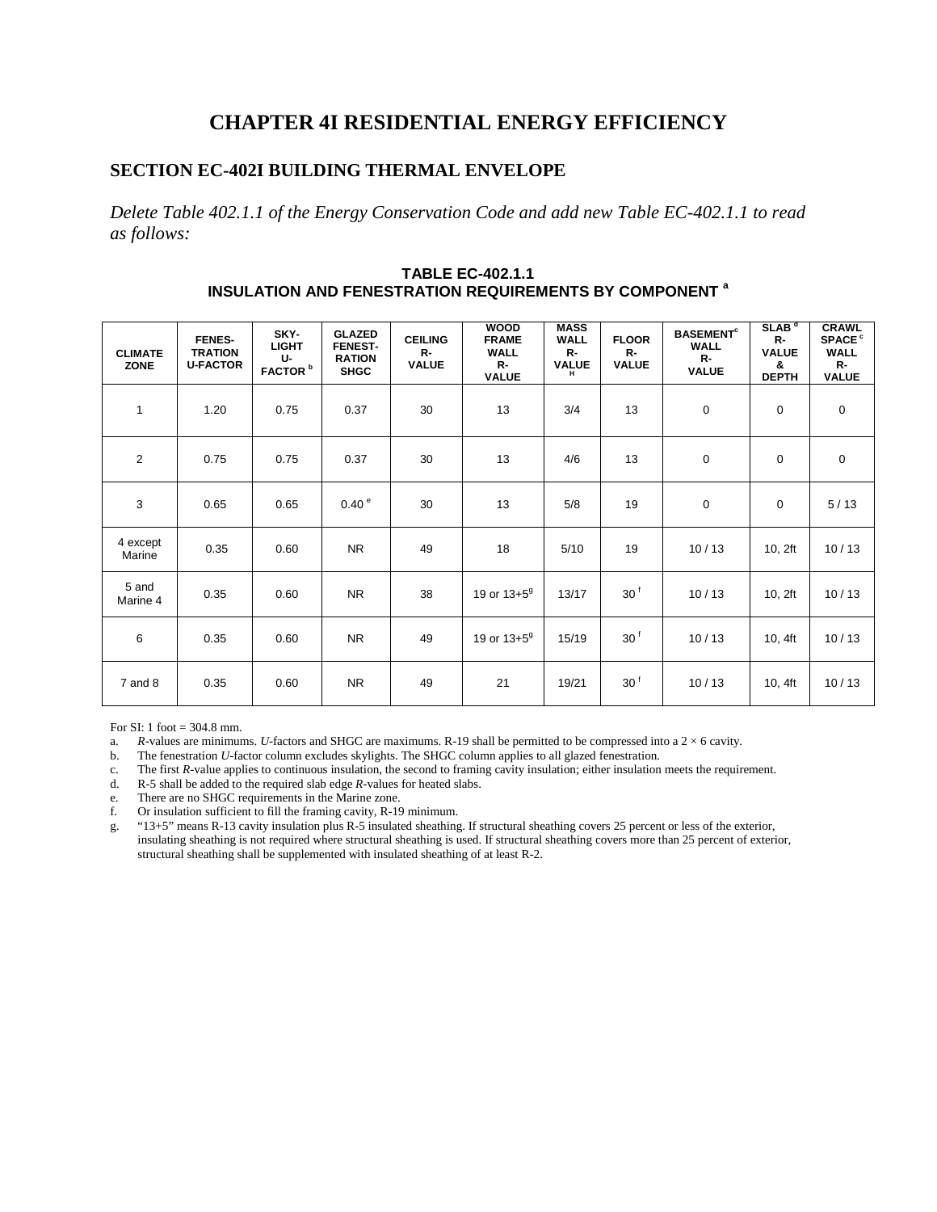# CHAPTER 4I RESIDENTIAL ENERGY EFFICIENCY

## SECTION EC-402I BUILDING THERMAL ENVELOPE

*Delete Table 402.1.1 of the Energy Conservation Code and add new Table EC-402.1.1 to read as follows:*

**TABLE EC-402.1.1**
**INSULATION AND FENESTRATION REQUIREMENTS BY COMPONENT [a]**

| CLIMATE ZONE | FENESTRATION U-FACTOR | SKYLIGHT U-FACTOR [b] | GLAZED FENESTRATION SHGC | CEILING R-VALUE | WOOD FRAME WALL R-VALUE | MASS WALL R-VALUE [H] | FLOOR R-VALUE | BASEMENT[c] WALL R-VALUE | SLAB [d] R-VALUE & DEPTH | CRAWL SPACE [c] WALL R-VALUE |
|---|---|---|---|---|---|---|---|---|---|---|
| 1 | 1.20 | 0.75 | 0.37 | 30 | 13 | 3/4 | 13 | 0 | 0 | 0 |
| 2 | 0.75 | 0.75 | 0.37 | 30 | 13 | 4/6 | 13 | 0 | 0 | 0 |
| 3 | 0.65 | 0.65 | 0.40 [e] | 30 | 13 | 5/8 | 19 | 0 | 0 | 5 / 13 |
| 4 except Marine | 0.35 | 0.60 | NR | 49 | 18 | 5/10 | 19 | 10 / 13 | 10, 2ft | 10 / 13 |
| 5 and Marine 4 | 0.35 | 0.60 | NR | 38 | 19 or 13+5[g] | 13/17 | 30 [f] | 10 / 13 | 10, 2ft | 10 / 13 |
| 6 | 0.35 | 0.60 | NR | 49 | 19 or 13+5[g] | 15/19 | 30 [f] | 10 / 13 | 10, 4ft | 10 / 13 |
| 7 and 8 | 0.35 | 0.60 | NR | 49 | 21 | 19/21 | 30 [f] | 10 / 13 | 10, 4ft | 10 / 13 |

For SI: 1 foot = 304.8 mm.

a. *R*-values are minimums. *U*-factors and SHGC are maximums. R-19 shall be permitted to be compressed into a 2 × 6 cavity.
b. The fenestration *U*-factor column excludes skylights. The SHGC column applies to all glazed fenestration.
c. The first *R*-value applies to continuous insulation, the second to framing cavity insulation; either insulation meets the requirement.
d. R-5 shall be added to the required slab edge *R*-values for heated slabs.
e. There are no SHGC requirements in the Marine zone.
f. Or insulation sufficient to fill the framing cavity, R-19 minimum.
g. "13+5" means R-13 cavity insulation plus R-5 insulated sheathing. If structural sheathing covers 25 percent or less of the exterior, insulating sheathing is not required where structural sheathing is used. If structural sheathing covers more than 25 percent of exterior, structural sheathing shall be supplemented with insulated sheathing of at least R-2.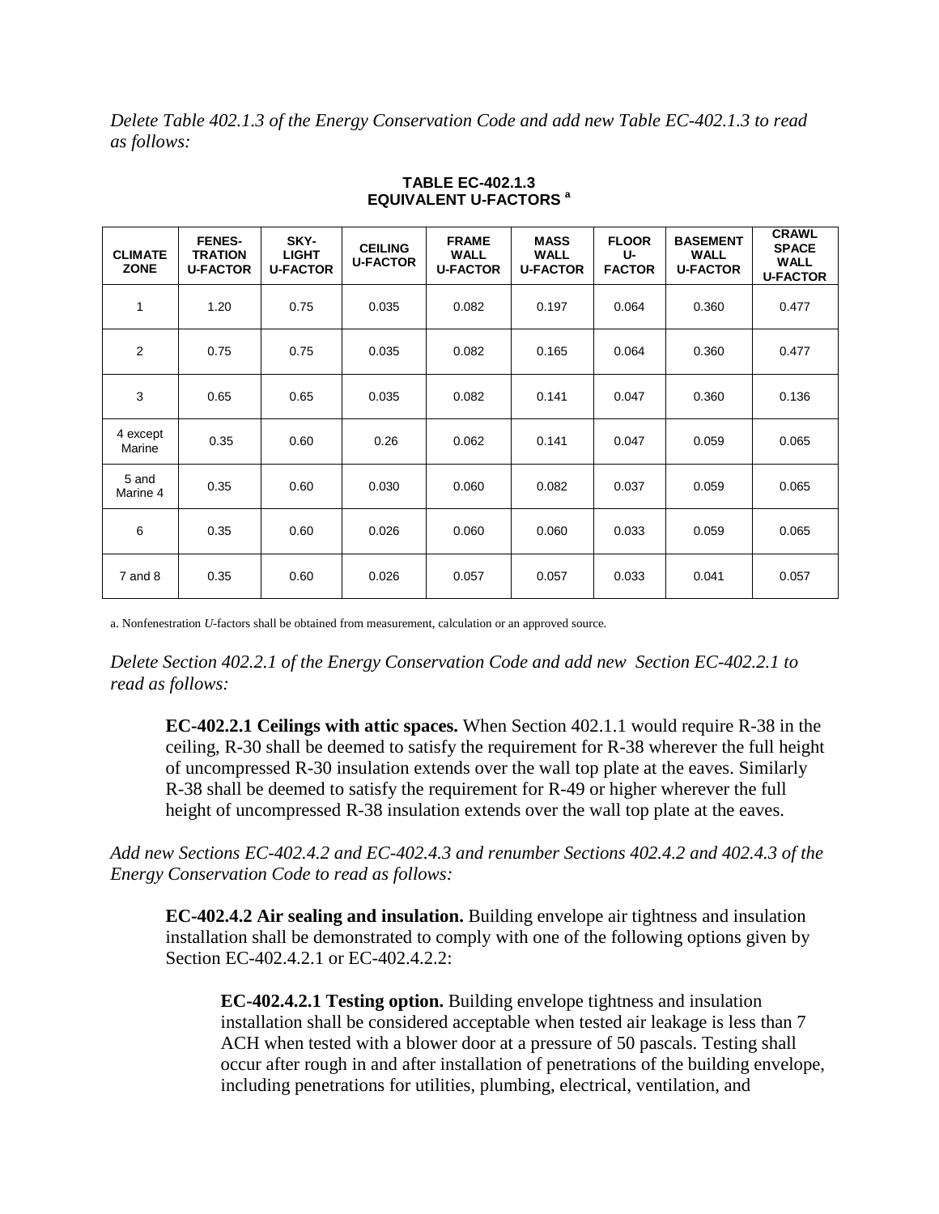*Delete Table 402.1.3 of the Energy Conservation Code and add new Table EC-402.1.3 to read as follows:*

**TABLE EC-402.1.3**
**EQUIVALENT U-FACTORS [a]**

| CLIMATE ZONE | FENES-TRATION U-FACTOR | SKY-LIGHT U-FACTOR | CEILING U-FACTOR | FRAME WALL U-FACTOR | MASS WALL U-FACTOR | FLOOR U-FACTOR | BASEMENT WALL U-FACTOR | CRAWL SPACE WALL U-FACTOR |
|---|---|---|---|---|---|---|---|---|
| 1 | 1.20 | 0.75 | 0.035 | 0.082 | 0.197 | 0.064 | 0.360 | 0.477 |
| 2 | 0.75 | 0.75 | 0.035 | 0.082 | 0.165 | 0.064 | 0.360 | 0.477 |
| 3 | 0.65 | 0.65 | 0.035 | 0.082 | 0.141 | 0.047 | 0.360 | 0.136 |
| 4 except Marine | 0.35 | 0.60 | 0.26 | 0.062 | 0.141 | 0.047 | 0.059 | 0.065 |
| 5 and Marine 4 | 0.35 | 0.60 | 0.030 | 0.060 | 0.082 | 0.037 | 0.059 | 0.065 |
| 6 | 0.35 | 0.60 | 0.026 | 0.060 | 0.060 | 0.033 | 0.059 | 0.065 |
| 7 and 8 | 0.35 | 0.60 | 0.026 | 0.057 | 0.057 | 0.033 | 0.041 | 0.057 |

a. Nonfenestration *U*-factors shall be obtained from measurement, calculation or an approved source.

*Delete Section 402.2.1 of the Energy Conservation Code and add new Section EC-402.2.1 to read as follows:*

> **EC-402.2.1 Ceilings with attic spaces.** When Section 402.1.1 would require R-38 in the ceiling, R-30 shall be deemed to satisfy the requirement for R-38 wherever the full height of uncompressed R-30 insulation extends over the wall top plate at the eaves. Similarly R-38 shall be deemed to satisfy the requirement for R-49 or higher wherever the full height of uncompressed R-38 insulation extends over the wall top plate at the eaves.

*Add new Sections EC-402.4.2 and EC-402.4.3 and renumber Sections 402.4.2 and 402.4.3 of the Energy Conservation Code to read as follows:*

> **EC-402.4.2 Air sealing and insulation.** Building envelope air tightness and insulation installation shall be demonstrated to comply with one of the following options given by Section EC-402.4.2.1 or EC-402.4.2.2:
>
> > **EC-402.4.2.1 Testing option.** Building envelope tightness and insulation installation shall be considered acceptable when tested air leakage is less than 7 ACH when tested with a blower door at a pressure of 50 pascals. Testing shall occur after rough in and after installation of penetrations of the building envelope, including penetrations for utilities, plumbing, electrical, ventilation, and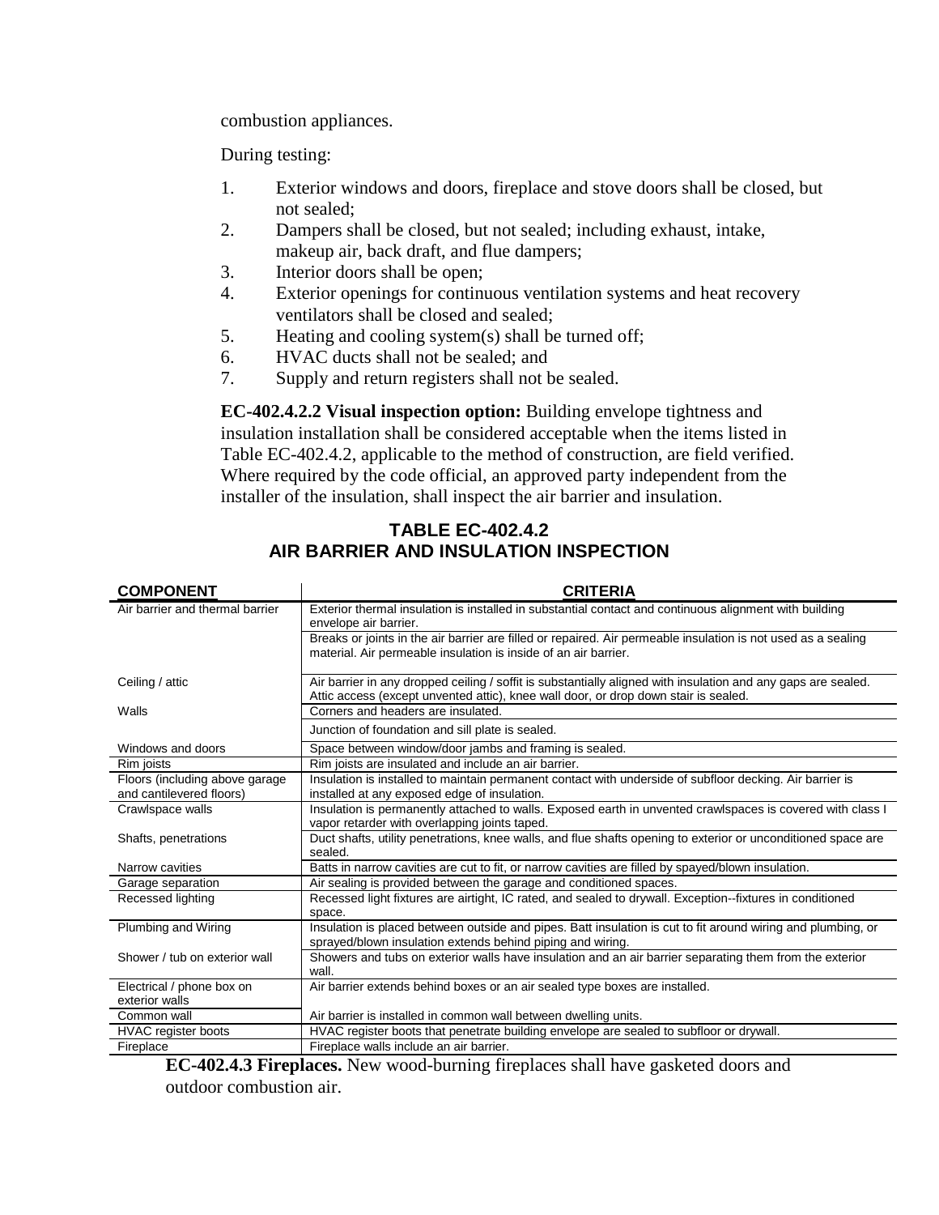combustion appliances.

During testing:

1. Exterior windows and doors, fireplace and stove doors shall be closed, but not sealed;
2. Dampers shall be closed, but not sealed; including exhaust, intake, makeup air, back draft, and flue dampers;
3. Interior doors shall be open;
4. Exterior openings for continuous ventilation systems and heat recovery ventilators shall be closed and sealed;
5. Heating and cooling system(s) shall be turned off;
6. HVAC ducts shall not be sealed; and
7. Supply and return registers shall not be sealed.

**EC-402.4.2.2 Visual inspection option:** Building envelope tightness and insulation installation shall be considered acceptable when the items listed in Table EC-402.4.2, applicable to the method of construction, are field verified. Where required by the code official, an approved party independent from the installer of the insulation, shall inspect the air barrier and insulation.

**TABLE EC-402.4.2**
**AIR BARRIER AND INSULATION INSPECTION**

| COMPONENT | CRITERIA |
|---|---|
| Air barrier and thermal barrier | Exterior thermal insulation is installed in substantial contact and continuous alignment with building envelope air barrier. |
| | Breaks or joints in the air barrier are filled or repaired. Air permeable insulation is not used as a sealing material. Air permeable insulation is inside of an air barrier. |
| Ceiling / attic | Air barrier in any dropped ceiling / soffit is substantially aligned with insulation and any gaps are sealed. Attic access (except unvented attic), knee wall door, or drop down stair is sealed. |
| Walls | Corners and headers are insulated. |
| | Junction of foundation and sill plate is sealed. |
| Windows and doors | Space between window/door jambs and framing is sealed. |
| Rim joists | Rim joists are insulated and include an air barrier. |
| Floors (including above garage and cantilevered floors) | Insulation is installed to maintain permanent contact with underside of subfloor decking. Air barrier is installed at any exposed edge of insulation. |
| Crawlspace walls | Insulation is permanently attached to walls. Exposed earth in unvented crawlspaces is covered with class I vapor retarder with overlapping joints taped. |
| Shafts, penetrations | Duct shafts, utility penetrations, knee walls, and flue shafts opening to exterior or unconditioned space are sealed. |
| Narrow cavities | Batts in narrow cavities are cut to fit, or narrow cavities are filled by spayed/blown insulation. |
| Garage separation | Air sealing is provided between the garage and conditioned spaces. |
| Recessed lighting | Recessed light fixtures are airtight, IC rated, and sealed to drywall. Exception--fixtures in conditioned space. |
| Plumbing and Wiring | Insulation is placed between outside and pipes. Batt insulation is cut to fit around wiring and plumbing, or sprayed/blown insulation extends behind piping and wiring. |
| Shower / tub on exterior wall | Showers and tubs on exterior walls have insulation and an air barrier separating them from the exterior wall. |
| Electrical / phone box on exterior walls | Air barrier extends behind boxes or an air sealed type boxes are installed. |
| Common wall | Air barrier is installed in common wall between dwelling units. |
| HVAC register boots | HVAC register boots that penetrate building envelope are sealed to subfloor or drywall. |
| Fireplace | Fireplace walls include an air barrier. |

**EC-402.4.3 Fireplaces.** New wood-burning fireplaces shall have gasketed doors and outdoor combustion air.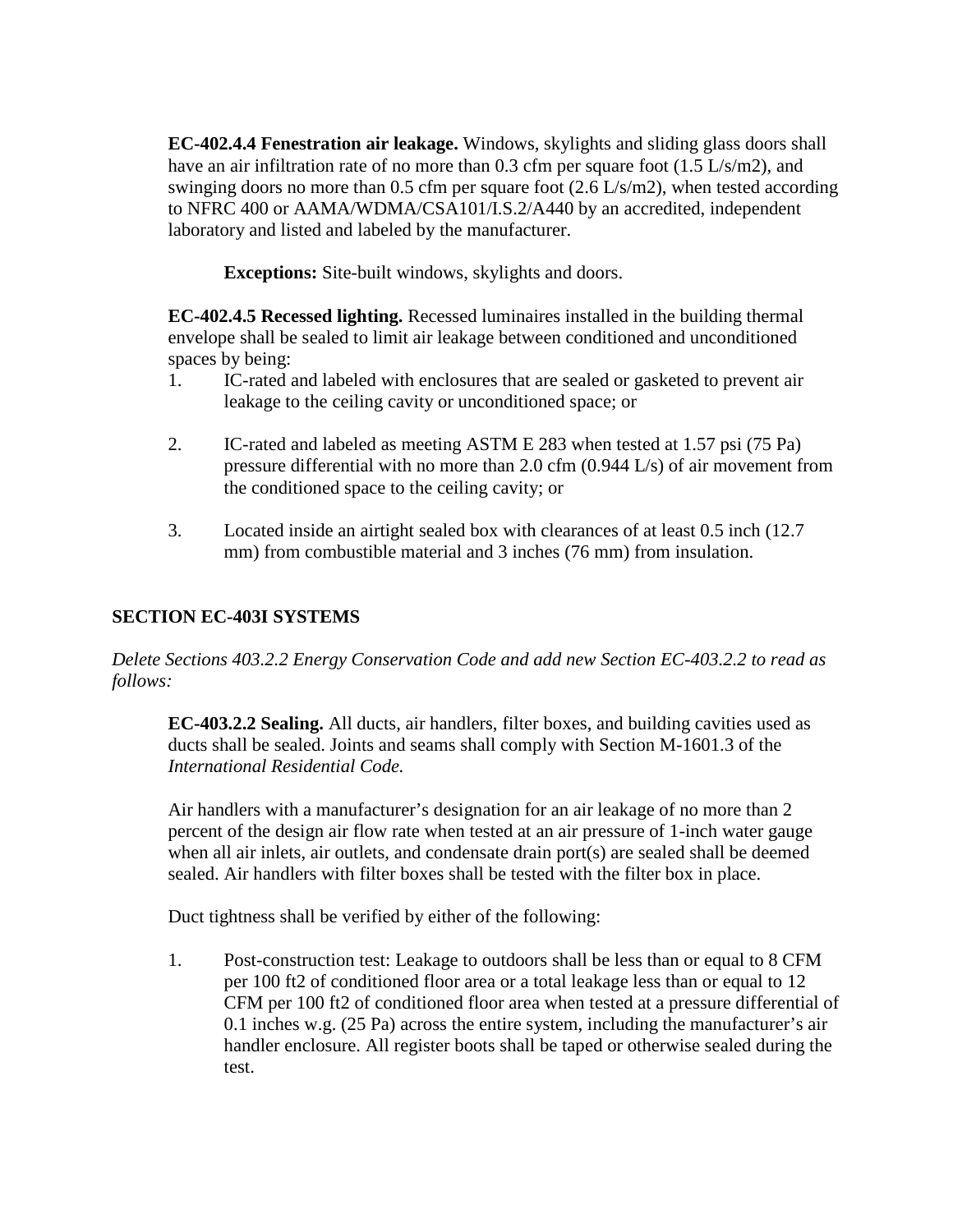**EC-402.4.4 Fenestration air leakage.** Windows, skylights and sliding glass doors shall have an air infiltration rate of no more than 0.3 cfm per square foot (1.5 L/s/m2), and swinging doors no more than 0.5 cfm per square foot (2.6 L/s/m2), when tested according to NFRC 400 or AAMA/WDMA/CSA101/I.S.2/A440 by an accredited, independent laboratory and listed and labeled by the manufacturer.

**Exceptions:** Site-built windows, skylights and doors.

**EC-402.4.5 Recessed lighting.** Recessed luminaires installed in the building thermal envelope shall be sealed to limit air leakage between conditioned and unconditioned spaces by being:

1. IC-rated and labeled with enclosures that are sealed or gasketed to prevent air leakage to the ceiling cavity or unconditioned space; or

2. IC-rated and labeled as meeting ASTM E 283 when tested at 1.57 psi (75 Pa) pressure differential with no more than 2.0 cfm (0.944 L/s) of air movement from the conditioned space to the ceiling cavity; or

3. Located inside an airtight sealed box with clearances of at least 0.5 inch (12.7 mm) from combustible material and 3 inches (76 mm) from insulation.

## SECTION EC-403I SYSTEMS

*Delete Sections 403.2.2 Energy Conservation Code and add new Section EC-403.2.2 to read as follows:*

**EC-403.2.2 Sealing.** All ducts, air handlers, filter boxes, and building cavities used as ducts shall be sealed. Joints and seams shall comply with Section M-1601.3 of the *International Residential Code.*

Air handlers with a manufacturer's designation for an air leakage of no more than 2 percent of the design air flow rate when tested at an air pressure of 1-inch water gauge when all air inlets, air outlets, and condensate drain port(s) are sealed shall be deemed sealed. Air handlers with filter boxes shall be tested with the filter box in place.

Duct tightness shall be verified by either of the following:

1. Post-construction test: Leakage to outdoors shall be less than or equal to 8 CFM per 100 ft2 of conditioned floor area or a total leakage less than or equal to 12 CFM per 100 ft2 of conditioned floor area when tested at a pressure differential of 0.1 inches w.g. (25 Pa) across the entire system, including the manufacturer's air handler enclosure. All register boots shall be taped or otherwise sealed during the test.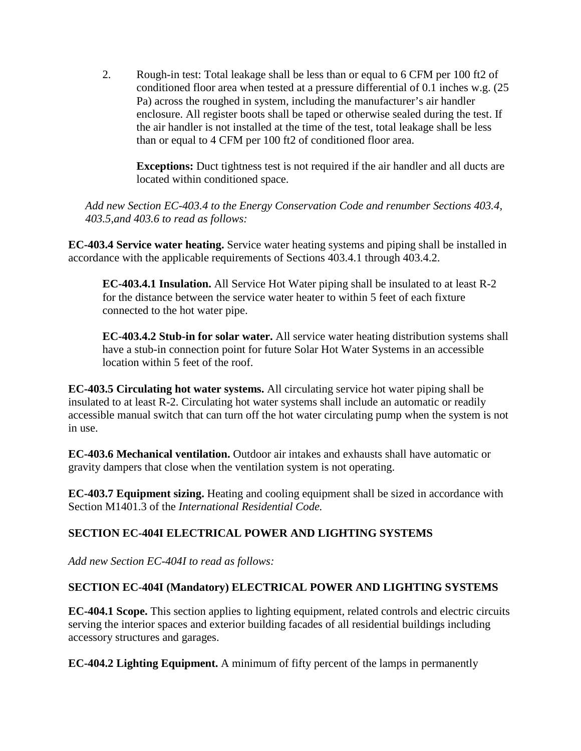2. Rough-in test: Total leakage shall be less than or equal to 6 CFM per 100 ft2 of conditioned floor area when tested at a pressure differential of 0.1 inches w.g. (25 Pa) across the roughed in system, including the manufacturer's air handler enclosure. All register boots shall be taped or otherwise sealed during the test. If the air handler is not installed at the time of the test, total leakage shall be less than or equal to 4 CFM per 100 ft2 of conditioned floor area.

   **Exceptions:** Duct tightness test is not required if the air handler and all ducts are located within conditioned space.

*Add new Section EC-403.4 to the Energy Conservation Code and renumber Sections 403.4, 403.5,and 403.6 to read as follows:*

**EC-403.4 Service water heating.** Service water heating systems and piping shall be installed in accordance with the applicable requirements of Sections 403.4.1 through 403.4.2.

**EC-403.4.1 Insulation.** All Service Hot Water piping shall be insulated to at least R-2 for the distance between the service water heater to within 5 feet of each fixture connected to the hot water pipe.

**EC-403.4.2 Stub-in for solar water.** All service water heating distribution systems shall have a stub-in connection point for future Solar Hot Water Systems in an accessible location within 5 feet of the roof.

**EC-403.5 Circulating hot water systems.** All circulating service hot water piping shall be insulated to at least R-2. Circulating hot water systems shall include an automatic or readily accessible manual switch that can turn off the hot water circulating pump when the system is not in use.

**EC-403.6 Mechanical ventilation.** Outdoor air intakes and exhausts shall have automatic or gravity dampers that close when the ventilation system is not operating.

**EC-403.7 Equipment sizing.** Heating and cooling equipment shall be sized in accordance with Section M1401.3 of the *International Residential Code.*

**SECTION EC-404I ELECTRICAL POWER AND LIGHTING SYSTEMS**

*Add new Section EC-404I to read as follows:*

**SECTION EC-404I (Mandatory) ELECTRICAL POWER AND LIGHTING SYSTEMS**

**EC-404.1 Scope.** This section applies to lighting equipment, related controls and electric circuits serving the interior spaces and exterior building facades of all residential buildings including accessory structures and garages.

**EC-404.2 Lighting Equipment.** A minimum of fifty percent of the lamps in permanently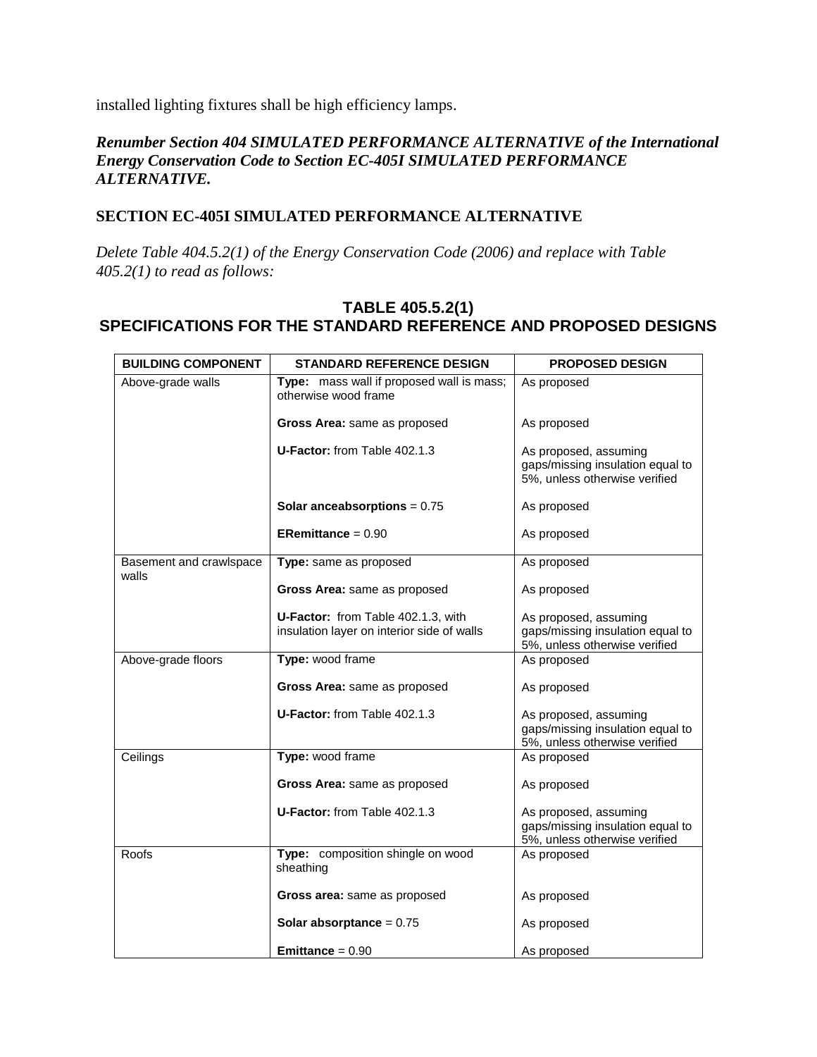installed lighting fixtures shall be high efficiency lamps.

***Renumber Section 404 SIMULATED PERFORMANCE ALTERNATIVE of the International Energy Conservation Code to Section EC-405I SIMULATED PERFORMANCE ALTERNATIVE.***

## SECTION EC-405I SIMULATED PERFORMANCE ALTERNATIVE

*Delete Table 404.5.2(1) of the Energy Conservation Code (2006) and replace with Table 405.2(1) to read as follows:*

### TABLE 405.5.2(1)
### SPECIFICATIONS FOR THE STANDARD REFERENCE AND PROPOSED DESIGNS

| BUILDING COMPONENT | STANDARD REFERENCE DESIGN | PROPOSED DESIGN |
|---|---|---|
| Above-grade walls | **Type:** mass wall if proposed wall is mass; otherwise wood frame | As proposed |
| | **Gross Area:** same as proposed | As proposed |
| | **U-Factor:** from Table 402.1.3 | As proposed, assuming gaps/missing insulation equal to 5%, unless otherwise verified |
| | **Solar anceabsorptions** = 0.75 | As proposed |
| | **ERemittance** = 0.90 | As proposed |
| Basement and crawlspace walls | **Type:** same as proposed | As proposed |
| | **Gross Area:** same as proposed | As proposed |
| | **U-Factor:** from Table 402.1.3, with insulation layer on interior side of walls | As proposed, assuming gaps/missing insulation equal to 5%, unless otherwise verified |
| Above-grade floors | **Type:** wood frame | As proposed |
| | **Gross Area:** same as proposed | As proposed |
| | **U-Factor:** from Table 402.1.3 | As proposed, assuming gaps/missing insulation equal to 5%, unless otherwise verified |
| Ceilings | **Type:** wood frame | As proposed |
| | **Gross Area:** same as proposed | As proposed |
| | **U-Factor:** from Table 402.1.3 | As proposed, assuming gaps/missing insulation equal to 5%, unless otherwise verified |
| Roofs | **Type:** composition shingle on wood sheathing | As proposed |
| | **Gross area:** same as proposed | As proposed |
| | **Solar absorptance** = 0.75 | As proposed |
| | **Emittance** = 0.90 | As proposed |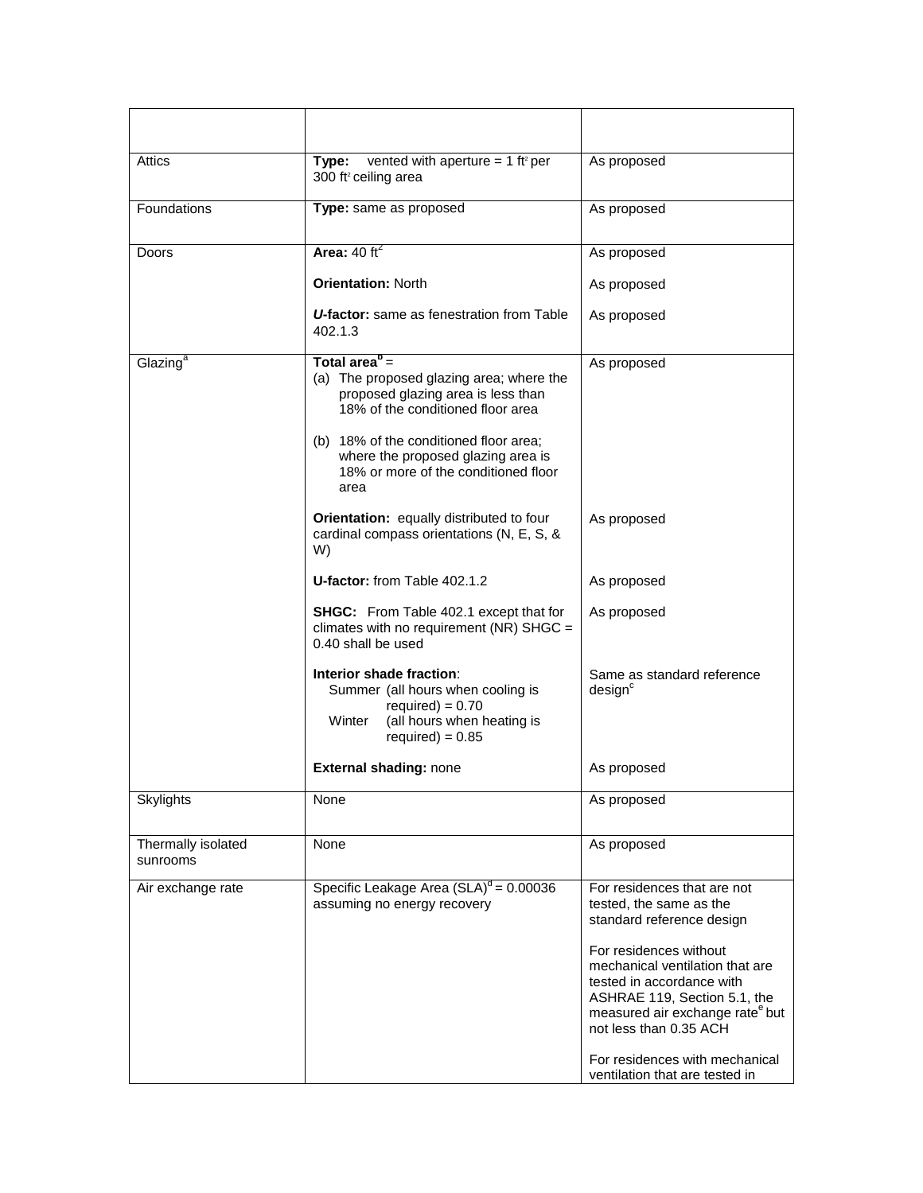| | | |
|---|---|---|
| Attics | **Type:** vented with aperture = 1 $ft^2$ per 300 $ft^2$ ceiling area | As proposed |
| Foundations | **Type:** same as proposed | As proposed |
| Doors | **Area:** 40 $ft^2$<br><br>**Orientation:** North<br><br>***U*-factor:** same as fenestration from Table 402.1.3 | As proposed<br><br>As proposed<br><br>As proposed |
| Glazing[a] | **Total area**[b] =<br>(a) The proposed glazing area; where the proposed glazing area is less than 18% of the conditioned floor area<br><br>(b) 18% of the conditioned floor area; where the proposed glazing area is 18% or more of the conditioned floor area<br><br>**Orientation:** equally distributed to four cardinal compass orientations (N, E, S, & W)<br><br>**U-factor:** from Table 402.1.2<br><br>**SHGC:** From Table 402.1 except that for climates with no requirement (NR) SHGC = 0.40 shall be used<br><br>**Interior shade fraction**:<br>Summer (all hours when cooling is required) = 0.70<br>Winter (all hours when heating is required) = 0.85<br><br>**External shading:** none | As proposed<br><br>As proposed<br><br>As proposed<br><br>As proposed<br><br>Same as standard reference design[c]<br><br>As proposed |
| Skylights | None | As proposed |
| Thermally isolated sunrooms | None | As proposed |
| Air exchange rate | Specific Leakage Area (SLA)[d] = 0.00036 assuming no energy recovery | For residences that are not tested, the same as the standard reference design<br><br>For residences without mechanical ventilation that are tested in accordance with ASHRAE 119, Section 5.1, the measured air exchange rate[e] but not less than 0.35 ACH<br><br>For residences with mechanical ventilation that are tested in |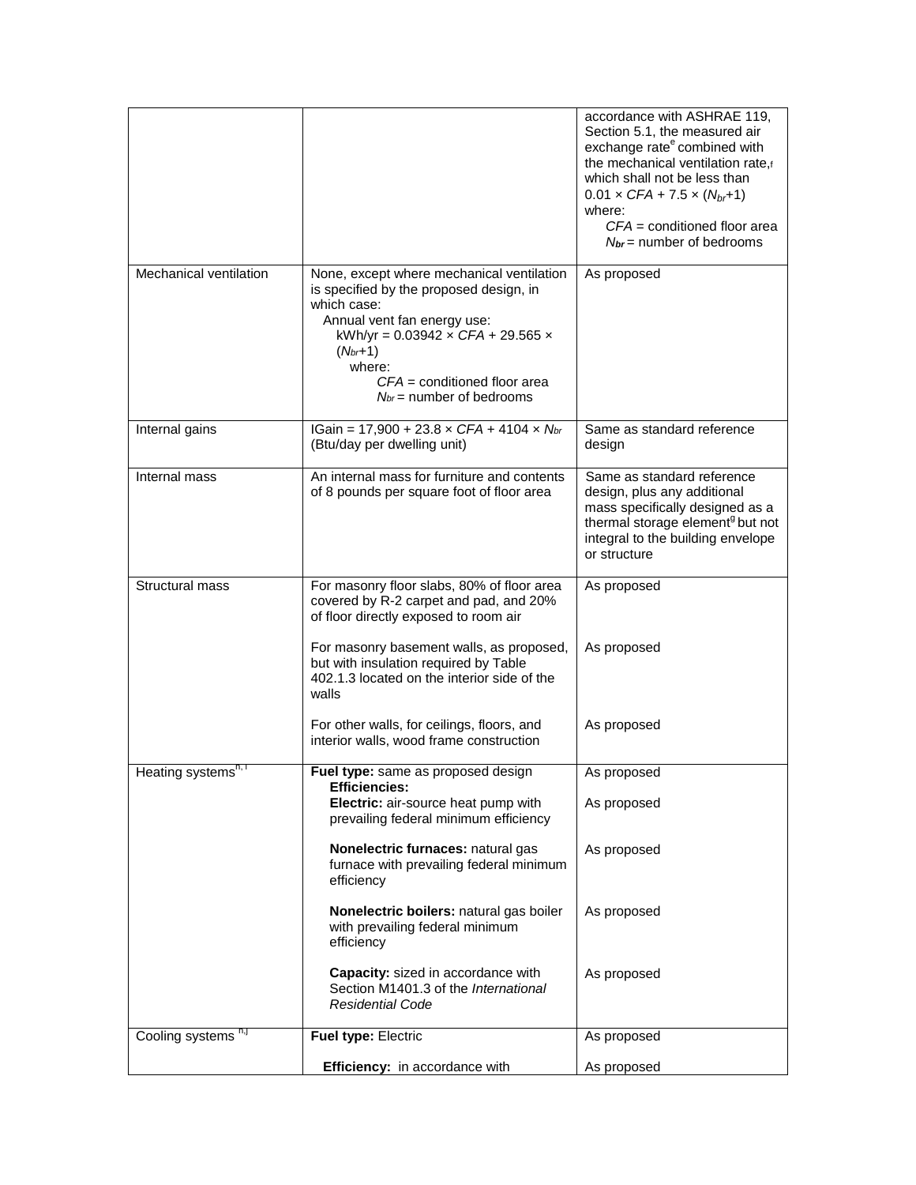| | | |
|---|---|---|
| | | accordance with ASHRAE 119, Section 5.1, the measured air exchange rate[e] combined with the mechanical ventilation rate,[f] which shall not be less than $0.01 \times CFA + 7.5 \times (N_{br}+1)$ where: $CFA$ = conditioned floor area $N_{br}$ = number of bedrooms |
| Mechanical ventilation | None, except where mechanical ventilation is specified by the proposed design, in which case: Annual vent fan energy use: kWh/yr = $0.03942 \times CFA + 29.565 \times (N_{br}+1)$ where: $CFA$ = conditioned floor area $N_{br}$ = number of bedrooms | As proposed |
| Internal gains | IGain = $17{,}900 + 23.8 \times CFA + 4104 \times N_{br}$ (Btu/day per dwelling unit) | Same as standard reference design |
| Internal mass | An internal mass for furniture and contents of 8 pounds per square foot of floor area | Same as standard reference design, plus any additional mass specifically designed as a thermal storage element[g] but not integral to the building envelope or structure |
| Structural mass | For masonry floor slabs, 80% of floor area covered by R-2 carpet and pad, and 20% of floor directly exposed to room air | As proposed |
| | For masonry basement walls, as proposed, but with insulation required by Table 402.1.3 located on the interior side of the walls | As proposed |
| | For other walls, for ceilings, floors, and interior walls, wood frame construction | As proposed |
| Heating systems[h, i] | **Fuel type:** same as proposed design | As proposed |
| | **Efficiencies:** **Electric:** air-source heat pump with prevailing federal minimum efficiency | As proposed |
| | **Nonelectric furnaces:** natural gas furnace with prevailing federal minimum efficiency | As proposed |
| | **Nonelectric boilers:** natural gas boiler with prevailing federal minimum efficiency | As proposed |
| | **Capacity:** sized in accordance with Section M1401.3 of the *International Residential Code* | As proposed |
| Cooling systems[h,j] | **Fuel type:** Electric | As proposed |
| | **Efficiency:** in accordance with | As proposed |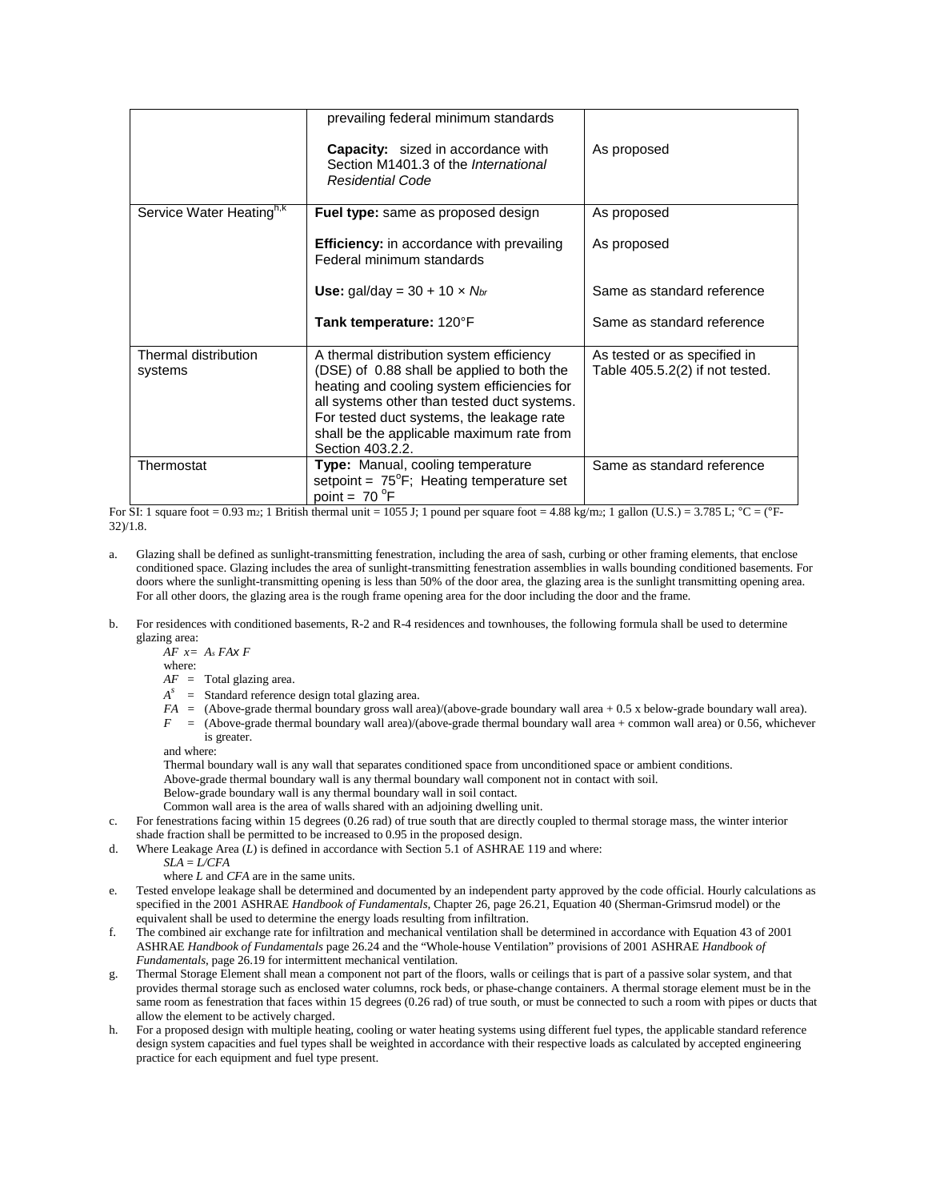| | | |
|---|---|---|
| | prevailing federal minimum standards<br><br>**Capacity:** sized in accordance with Section M1401.3 of the *International Residential Code* | <br><br>As proposed |
| Service Water Heating[h,k] | **Fuel type:** same as proposed design<br><br>**Efficiency:** in accordance with prevailing Federal minimum standards<br><br>**Use:** gal/day = 30 + 10 × $N_{br}$<br><br>**Tank temperature:** 120°F | As proposed<br><br>As proposed<br><br>Same as standard reference<br><br>Same as standard reference |
| Thermal distribution systems | A thermal distribution system efficiency (DSE) of 0.88 shall be applied to both the heating and cooling system efficiencies for all systems other than tested duct systems. For tested duct systems, the leakage rate shall be the applicable maximum rate from Section 403.2.2. | As tested or as specified in Table 405.5.2(2) if not tested. |
| Thermostat | **Type:** Manual, cooling temperature setpoint = 75°F; Heating temperature set point = 70 °F | Same as standard reference |

For SI: 1 square foot = 0.93 m2; 1 British thermal unit = 1055 J; 1 pound per square foot = 4.88 kg/m2; 1 gallon (U.S.) = 3.785 L; °C = (°F-32)/1.8.

a. Glazing shall be defined as sunlight-transmitting fenestration, including the area of sash, curbing or other framing elements, that enclose conditioned space. Glazing includes the area of sunlight-transmitting fenestration assemblies in walls bounding conditioned basements. For doors where the sunlight-transmitting opening is less than 50% of the door area, the glazing area is the sunlight transmitting opening area. For all other doors, the glazing area is the rough frame opening area for the door including the door and the frame.

b. For residences with conditioned basements, R-2 and R-4 residences and townhouses, the following formula shall be used to determine glazing area:

$AF\ x = A_s\ FA x\ F$

where:

$AF$ = Total glazing area.

$A^s$ = Standard reference design total glazing area.

$FA$ = (Above-grade thermal boundary gross wall area)/(above-grade boundary wall area + 0.5 x below-grade boundary wall area).

$F$ = (Above-grade thermal boundary wall area)/(above-grade thermal boundary wall area + common wall area) or 0.56, whichever is greater.

and where:

Thermal boundary wall is any wall that separates conditioned space from unconditioned space or ambient conditions.

Above-grade thermal boundary wall is any thermal boundary wall component not in contact with soil.

Below-grade boundary wall is any thermal boundary wall in soil contact.

Common wall area is the area of walls shared with an adjoining dwelling unit.

c. For fenestrations facing within 15 degrees (0.26 rad) of true south that are directly coupled to thermal storage mass, the winter interior shade fraction shall be permitted to be increased to 0.95 in the proposed design.

d. Where Leakage Area ($L$) is defined in accordance with Section 5.1 of ASHRAE 119 and where:

$SLA = L/CFA$

where $L$ and $CFA$ are in the same units.

e. Tested envelope leakage shall be determined and documented by an independent party approved by the code official. Hourly calculations as specified in the 2001 ASHRAE *Handbook of Fundamentals*, Chapter 26, page 26.21, Equation 40 (Sherman-Grimsrud model) or the equivalent shall be used to determine the energy loads resulting from infiltration.

f. The combined air exchange rate for infiltration and mechanical ventilation shall be determined in accordance with Equation 43 of 2001 ASHRAE *Handbook of Fundamentals* page 26.24 and the "Whole-house Ventilation" provisions of 2001 ASHRAE *Handbook of Fundamentals*, page 26.19 for intermittent mechanical ventilation.

g. Thermal Storage Element shall mean a component not part of the floors, walls or ceilings that is part of a passive solar system, and that provides thermal storage such as enclosed water columns, rock beds, or phase-change containers. A thermal storage element must be in the same room as fenestration that faces within 15 degrees (0.26 rad) of true south, or must be connected to such a room with pipes or ducts that allow the element to be actively charged.

h. For a proposed design with multiple heating, cooling or water heating systems using different fuel types, the applicable standard reference design system capacities and fuel types shall be weighted in accordance with their respective loads as calculated by accepted engineering practice for each equipment and fuel type present.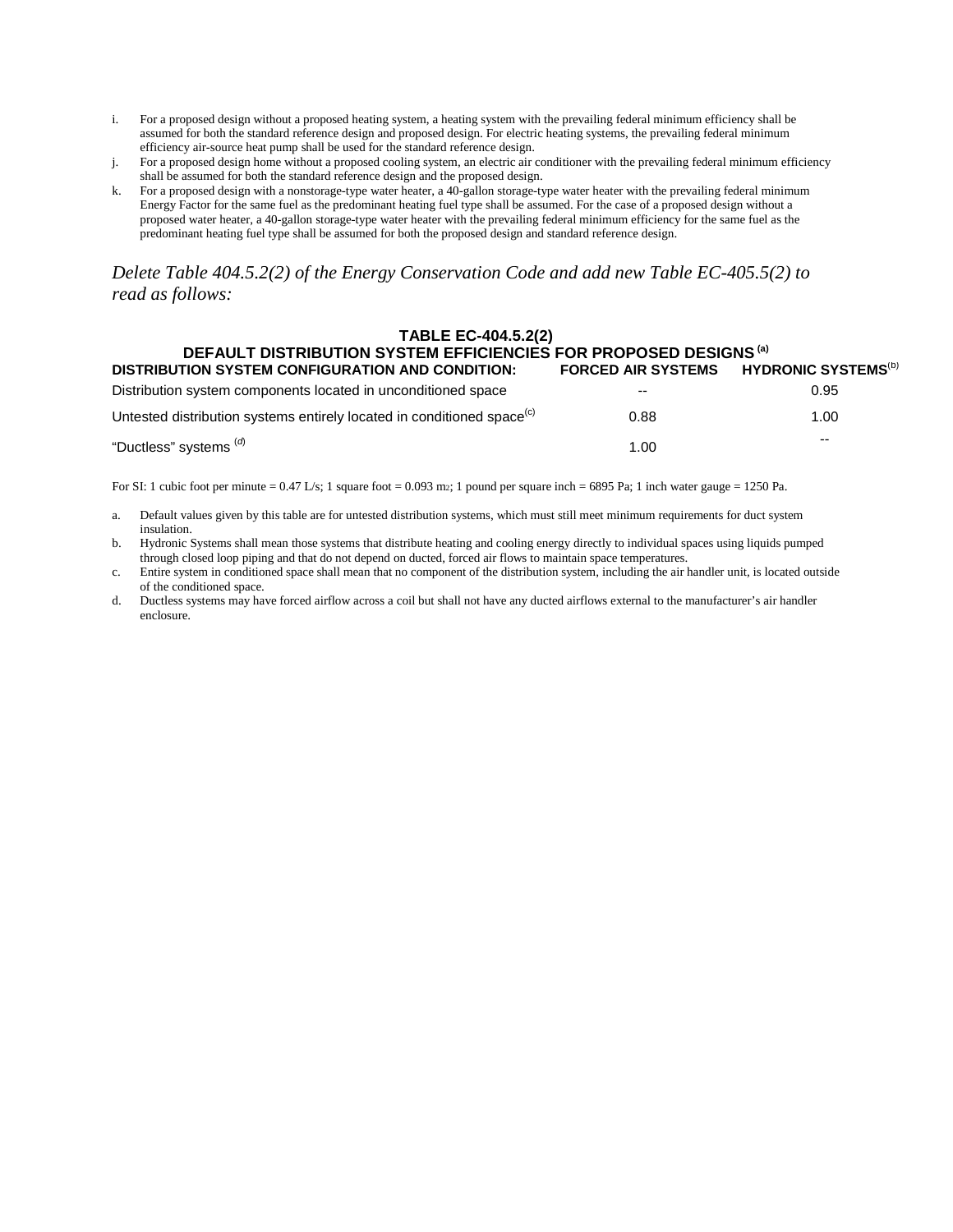i. For a proposed design without a proposed heating system, a heating system with the prevailing federal minimum efficiency shall be assumed for both the standard reference design and proposed design. For electric heating systems, the prevailing federal minimum efficiency air-source heat pump shall be used for the standard reference design.
j. For a proposed design home without a proposed cooling system, an electric air conditioner with the prevailing federal minimum efficiency shall be assumed for both the standard reference design and the proposed design.
k. For a proposed design with a nonstorage-type water heater, a 40-gallon storage-type water heater with the prevailing federal minimum Energy Factor for the same fuel as the predominant heating fuel type shall be assumed. For the case of a proposed design without a proposed water heater, a 40-gallon storage-type water heater with the prevailing federal minimum efficiency for the same fuel as the predominant heating fuel type shall be assumed for both the proposed design and standard reference design.

*Delete Table 404.5.2(2) of the Energy Conservation Code and add new Table EC-405.5(2) to read as follows:*

**TABLE EC-404.5.2(2)**
**DEFAULT DISTRIBUTION SYSTEM EFFICIENCIES FOR PROPOSED DESIGNS [a]**

| DISTRIBUTION SYSTEM CONFIGURATION AND CONDITION: | FORCED AIR SYSTEMS | HYDRONIC SYSTEMS[b] |
|---|---|---|
| Distribution system components located in unconditioned space | -- | 0.95 |
| Untested distribution systems entirely located in conditioned space[c] | 0.88 | 1.00 |
| "Ductless" systems [d] | 1.00 | -- |

For SI: 1 cubic foot per minute = 0.47 L/s; 1 square foot = 0.093 $m_2$; 1 pound per square inch = 6895 Pa; 1 inch water gauge = 1250 Pa.

a. Default values given by this table are for untested distribution systems, which must still meet minimum requirements for duct system insulation.
b. Hydronic Systems shall mean those systems that distribute heating and cooling energy directly to individual spaces using liquids pumped through closed loop piping and that do not depend on ducted, forced air flows to maintain space temperatures.
c. Entire system in conditioned space shall mean that no component of the distribution system, including the air handler unit, is located outside of the conditioned space.
d. Ductless systems may have forced airflow across a coil but shall not have any ducted airflows external to the manufacturer's air handler enclosure.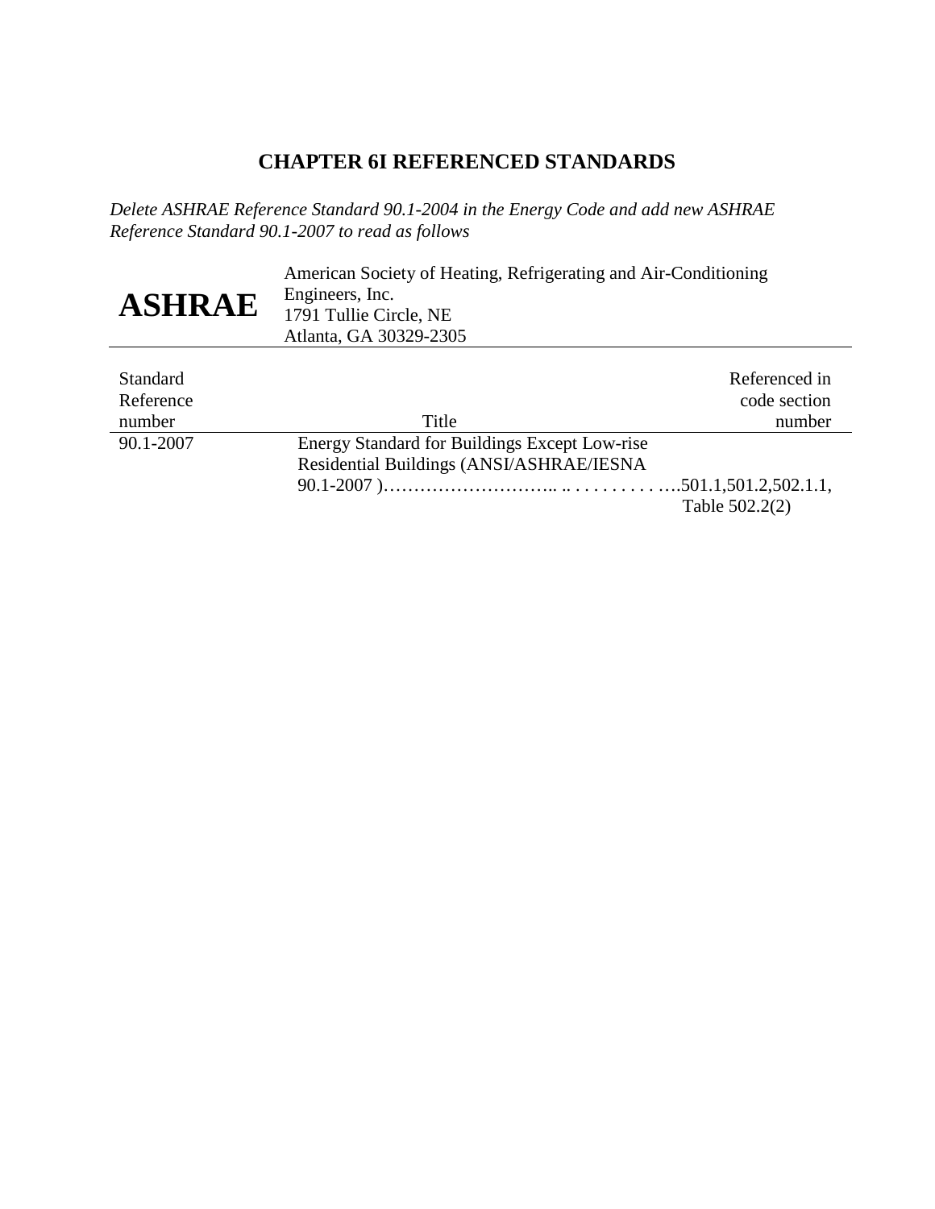# CHAPTER 6I REFERENCED STANDARDS

*Delete ASHRAE Reference Standard 90.1-2004 in the Energy Code and add new ASHRAE Reference Standard 90.1-2007 to read as follows*

**ASHRAE**

American Society of Heating, Refrigerating and Air-Conditioning Engineers, Inc.
1791 Tullie Circle, NE
Atlanta, GA 30329-2305

| Standard Reference number | Title | Referenced in code section number |
|---|---|---|
| 90.1-2007 | Energy Standard for Buildings Except Low-rise Residential Buildings (ANSI/ASHRAE/IESNA 90.1-2007 ) | 501.1,501.2,502.1.1, Table 502.2(2) |